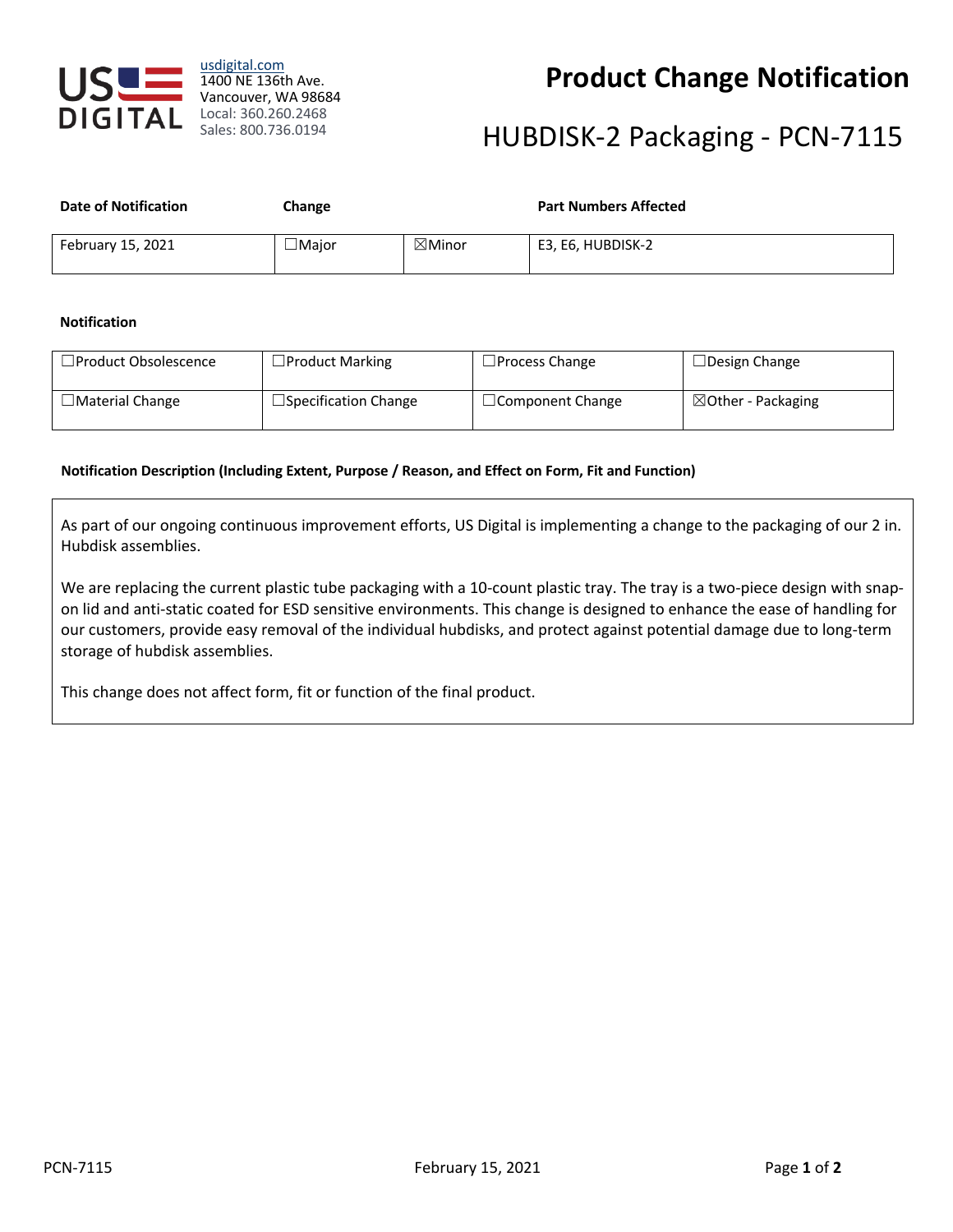usdigital.com
1400 NE 136th Ave.
Vancouver, WA 98684
Local: 360.260.2468
Sales: 800.736.0194

# Product Change Notification

## HUBDISK-2 Packaging - PCN-7115

| Date of Notification | Change | | Part Numbers Affected |
|---|---|---|---|
| February 15, 2021 | ☐Major | ☒Minor | E3, E6, HUBDISK-2 |

**Notification**

| | | | |
|---|---|---|---|
| ☐Product Obsolescence | ☐Product Marking | ☐Process Change | ☐Design Change |
| ☐Material Change | ☐Specification Change | ☐Component Change | ☒Other - Packaging |

**Notification Description (Including Extent, Purpose / Reason, and Effect on Form, Fit and Function)**

As part of our ongoing continuous improvement efforts, US Digital is implementing a change to the packaging of our 2 in. Hubdisk assemblies.

We are replacing the current plastic tube packaging with a 10-count plastic tray. The tray is a two-piece design with snap-on lid and anti-static coated for ESD sensitive environments. This change is designed to enhance the ease of handling for our customers, provide easy removal of the individual hubdisks, and protect against potential damage due to long-term storage of hubdisk assemblies.

This change does not affect form, fit or function of the final product.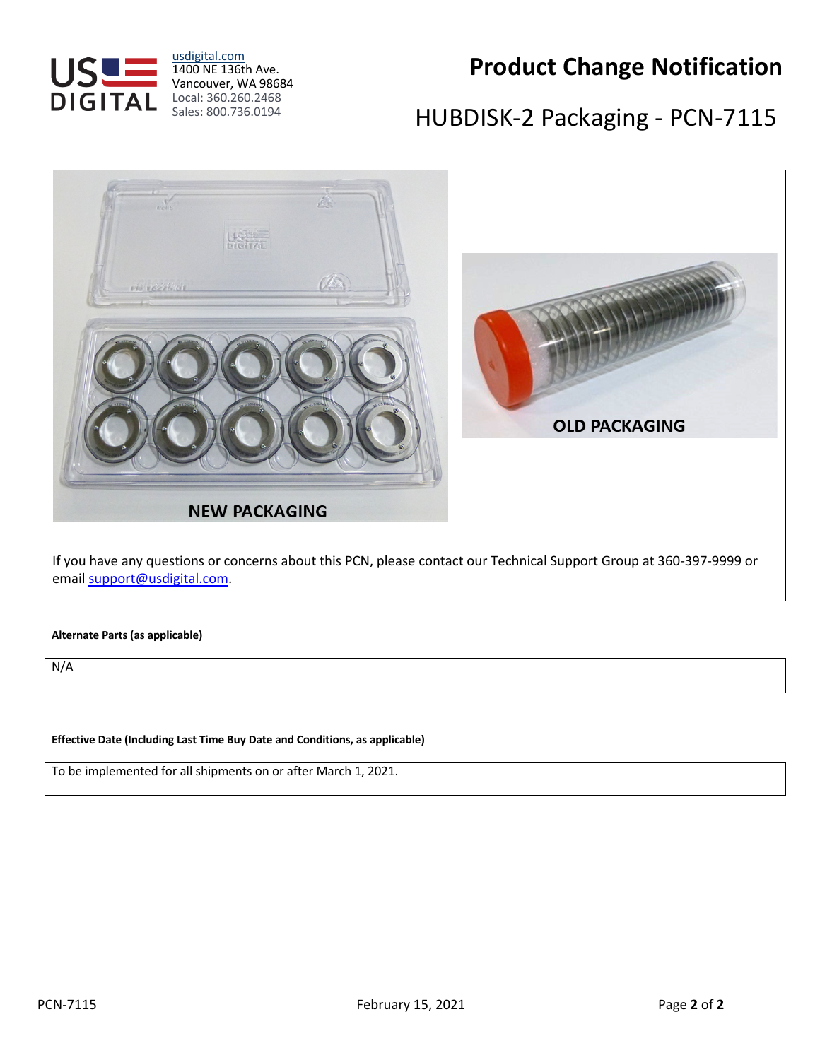# Product Change Notification

## HUBDISK-2 Packaging - PCN-7115

NEW PACKAGING

OLD PACKAGING

If you have any questions or concerns about this PCN, please contact our Technical Support Group at 360-397-9999 or email support@usdigital.com.

**Alternate Parts (as applicable)**

N/A

**Effective Date (Including Last Time Buy Date and Conditions, as applicable)**

To be implemented for all shipments on or after March 1, 2021.